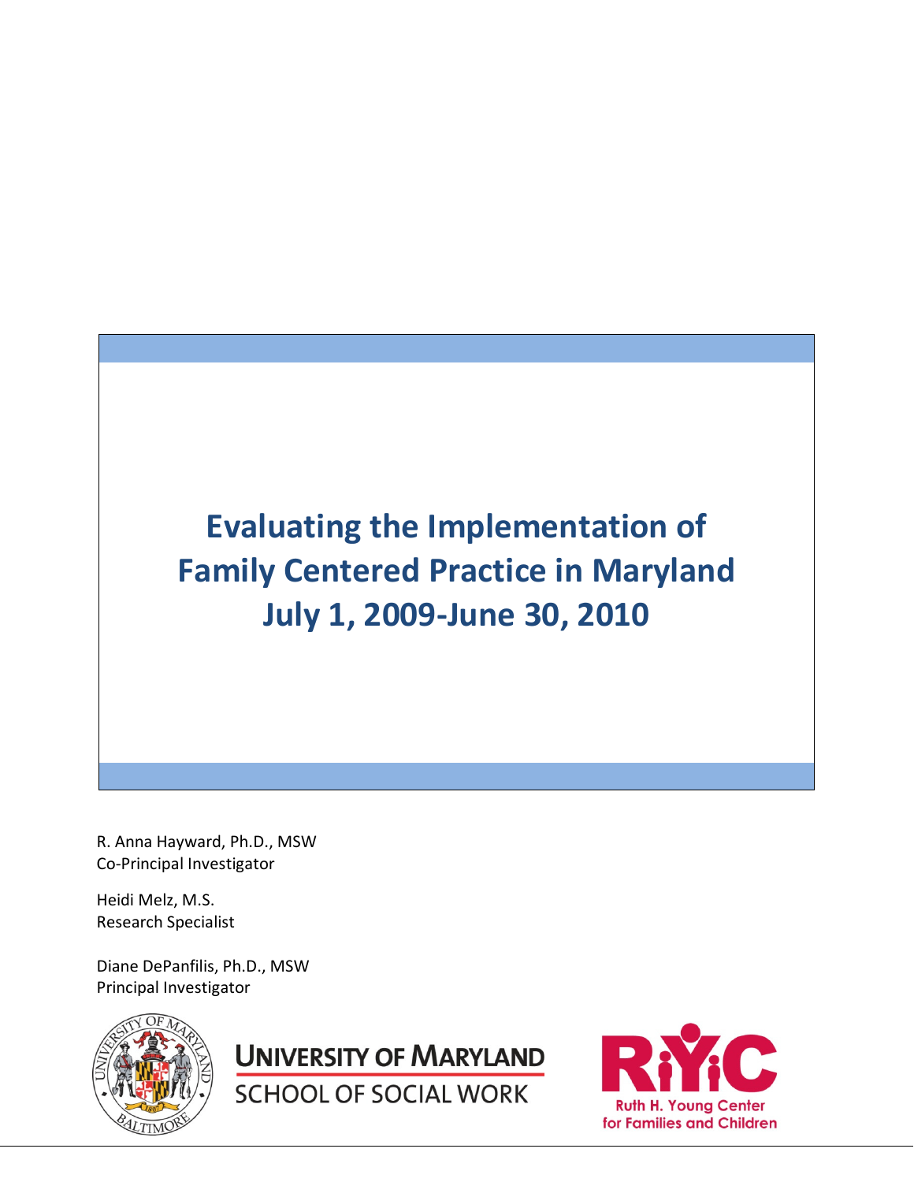# Evaluating the Implementation of Family Centered Practice in Maryland July 1, 2009-June 30, 2010

R. Anna Hayward, Ph.D., MSW
Co-Principal Investigator

Heidi Melz, M.S.
Research Specialist

Diane DePanfilis, Ph.D., MSW
Principal Investigator

UNIVERSITY OF MARYLAND
SCHOOL OF SOCIAL WORK

RYC
Ruth H. Young Center for Families and Children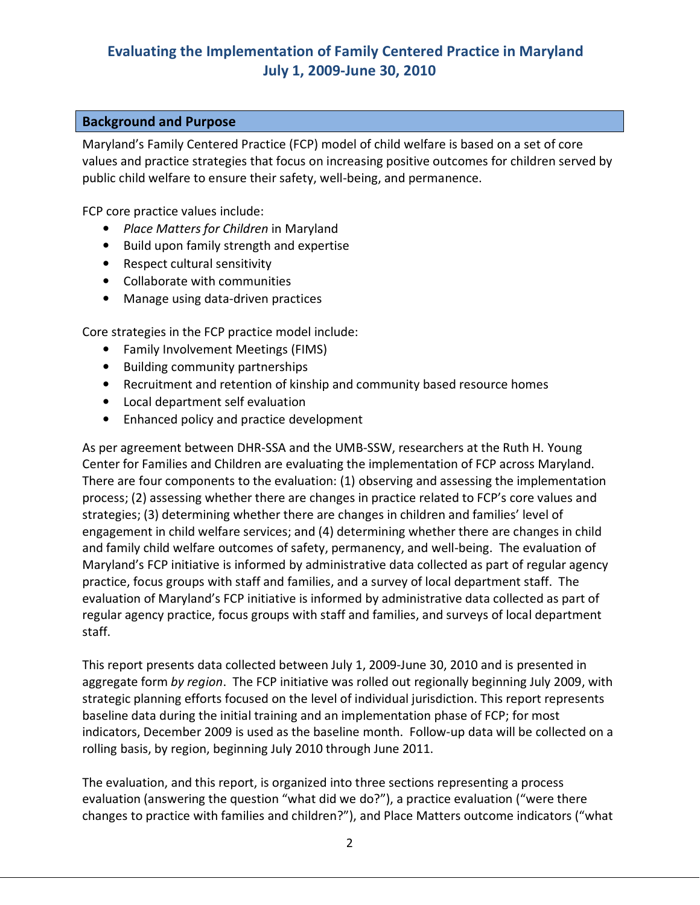# Evaluating the Implementation of Family Centered Practice in Maryland July 1, 2009-June 30, 2010

## Background and Purpose

Maryland's Family Centered Practice (FCP) model of child welfare is based on a set of core values and practice strategies that focus on increasing positive outcomes for children served by public child welfare to ensure their safety, well-being, and permanence.

FCP core practice values include:

- *Place Matters for Children* in Maryland
- Build upon family strength and expertise
- Respect cultural sensitivity
- Collaborate with communities
- Manage using data-driven practices

Core strategies in the FCP practice model include:

- Family Involvement Meetings (FIMS)
- Building community partnerships
- Recruitment and retention of kinship and community based resource homes
- Local department self evaluation
- Enhanced policy and practice development

As per agreement between DHR-SSA and the UMB-SSW, researchers at the Ruth H. Young Center for Families and Children are evaluating the implementation of FCP across Maryland. There are four components to the evaluation: (1) observing and assessing the implementation process; (2) assessing whether there are changes in practice related to FCP's core values and strategies; (3) determining whether there are changes in children and families' level of engagement in child welfare services; and (4) determining whether there are changes in child and family child welfare outcomes of safety, permanency, and well-being. The evaluation of Maryland's FCP initiative is informed by administrative data collected as part of regular agency practice, focus groups with staff and families, and a survey of local department staff. The evaluation of Maryland's FCP initiative is informed by administrative data collected as part of regular agency practice, focus groups with staff and families, and surveys of local department staff.

This report presents data collected between July 1, 2009-June 30, 2010 and is presented in aggregate form *by region*. The FCP initiative was rolled out regionally beginning July 2009, with strategic planning efforts focused on the level of individual jurisdiction. This report represents baseline data during the initial training and an implementation phase of FCP; for most indicators, December 2009 is used as the baseline month. Follow-up data will be collected on a rolling basis, by region, beginning July 2010 through June 2011.

The evaluation, and this report, is organized into three sections representing a process evaluation (answering the question "what did we do?"), a practice evaluation ("were there changes to practice with families and children?"), and Place Matters outcome indicators ("what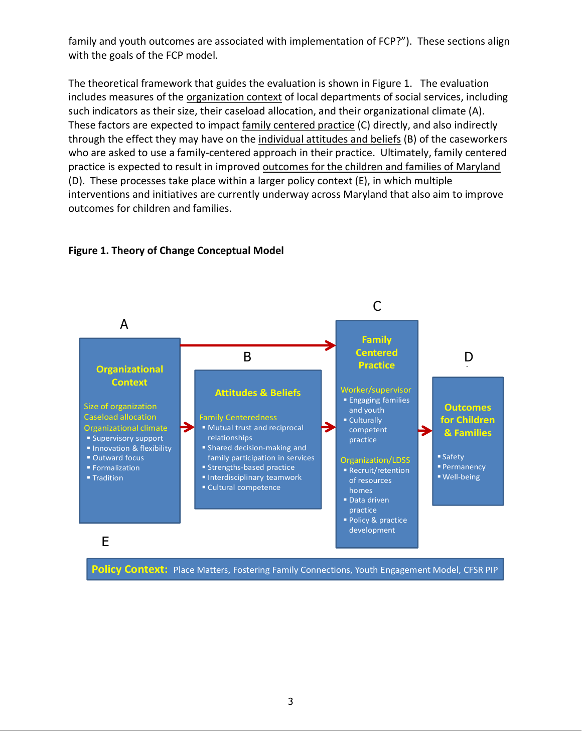family and youth outcomes are associated with implementation of FCP?"). These sections align with the goals of the FCP model.

The theoretical framework that guides the evaluation is shown in Figure 1. The evaluation includes measures of the organization context of local departments of social services, including such indicators as their size, their caseload allocation, and their organizational climate (A). These factors are expected to impact family centered practice (C) directly, and also indirectly through the effect they may have on the individual attitudes and beliefs (B) of the caseworkers who are asked to use a family-centered approach in their practice. Ultimately, family centered practice is expected to result in improved outcomes for the children and families of Maryland (D). These processes take place within a larger policy context (E), in which multiple interventions and initiatives are currently underway across Maryland that also aim to improve outcomes for children and families.

**Figure 1. Theory of Change Conceptual Model**

**A — Organizational Context**

Size of organization
Caseload allocation
Organizational climate
- Supervisory support
- Innovation & flexibility
- Outward focus
- Formalization
- Tradition

**B — Attitudes & Beliefs**

Family Centeredness
- Mutual trust and reciprocal relationships
- Shared decision-making and family participation in services
- Strengths-based practice
- Interdisciplinary teamwork
- Cultural competence

**C — Family Centered Practice**

Worker/supervisor
- Engaging families and youth
- Culturally competent practice

Organization/LDSS
- Recruit/retention of resources homes
- Data driven practice
- Policy & practice development

**D — Outcomes for Children & Families**

- Safety
- Permanency
- Well-being

**E — Policy Context:** Place Matters, Fostering Family Connections, Youth Engagement Model, CFSR PIP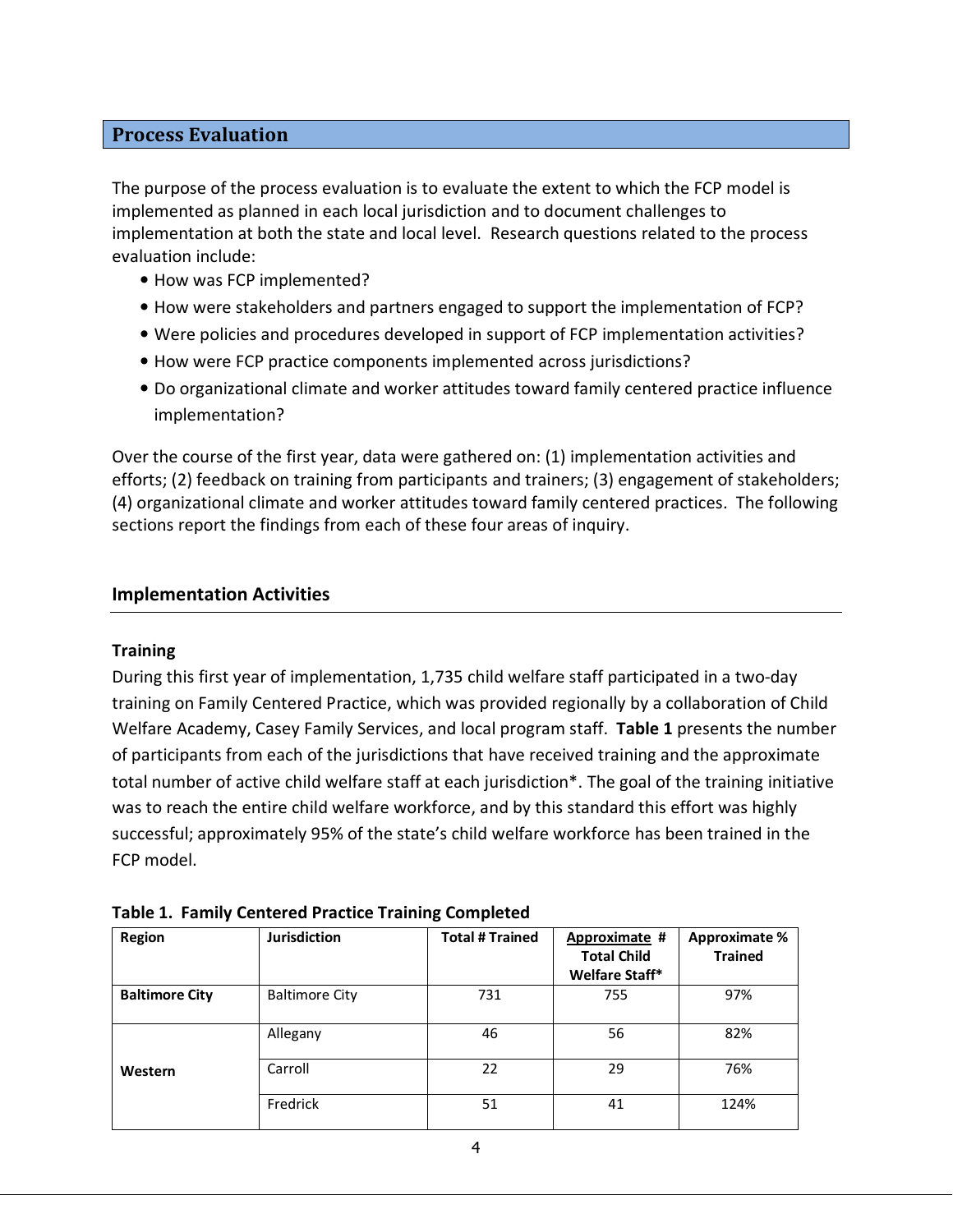## Process Evaluation

The purpose of the process evaluation is to evaluate the extent to which the FCP model is implemented as planned in each local jurisdiction and to document challenges to implementation at both the state and local level. Research questions related to the process evaluation include:

- How was FCP implemented?
- How were stakeholders and partners engaged to support the implementation of FCP?
- Were policies and procedures developed in support of FCP implementation activities?
- How were FCP practice components implemented across jurisdictions?
- Do organizational climate and worker attitudes toward family centered practice influence implementation?

Over the course of the first year, data were gathered on: (1) implementation activities and efforts; (2) feedback on training from participants and trainers; (3) engagement of stakeholders; (4) organizational climate and worker attitudes toward family centered practices. The following sections report the findings from each of these four areas of inquiry.

### Implementation Activities

#### Training

During this first year of implementation, 1,735 child welfare staff participated in a two-day training on Family Centered Practice, which was provided regionally by a collaboration of Child Welfare Academy, Casey Family Services, and local program staff. **Table 1** presents the number of participants from each of the jurisdictions that have received training and the approximate total number of active child welfare staff at each jurisdiction*. The goal of the training initiative was to reach the entire child welfare workforce, and by this standard this effort was highly successful; approximately 95% of the state's child welfare workforce has been trained in the FCP model.

**Table 1. Family Centered Practice Training Completed**

| Region | Jurisdiction | Total # Trained | Approximate # Total Child Welfare Staff* | Approximate % Trained |
|---|---|---|---|---|
| **Baltimore City** | Baltimore City | 731 | 755 | 97% |
| **Western** | Allegany | 46 | 56 | 82% |
| | Carroll | 22 | 29 | 76% |
| | Fredrick | 51 | 41 | 124% |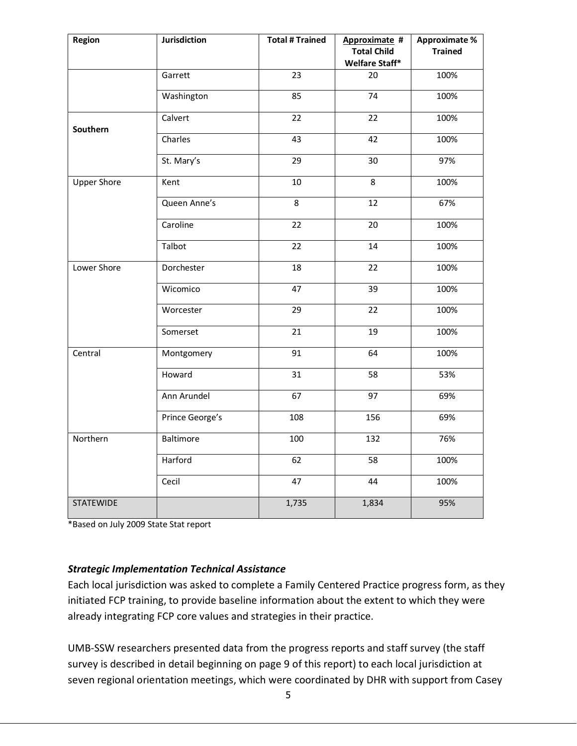| Region | Jurisdiction | Total # Trained | Approximate # Total Child Welfare Staff* | Approximate % Trained |
|---|---|---|---|---|
| | Garrett | 23 | 20 | 100% |
| | Washington | 85 | 74 | 100% |
| **Southern** | Calvert | 22 | 22 | 100% |
| | Charles | 43 | 42 | 100% |
| | St. Mary's | 29 | 30 | 97% |
| Upper Shore | Kent | 10 | 8 | 100% |
| | Queen Anne's | 8 | 12 | 67% |
| | Caroline | 22 | 20 | 100% |
| | Talbot | 22 | 14 | 100% |
| Lower Shore | Dorchester | 18 | 22 | 100% |
| | Wicomico | 47 | 39 | 100% |
| | Worcester | 29 | 22 | 100% |
| | Somerset | 21 | 19 | 100% |
| Central | Montgomery | 91 | 64 | 100% |
| | Howard | 31 | 58 | 53% |
| | Ann Arundel | 67 | 97 | 69% |
| | Prince George's | 108 | 156 | 69% |
| Northern | Baltimore | 100 | 132 | 76% |
| | Harford | 62 | 58 | 100% |
| | Cecil | 47 | 44 | 100% |
| STATEWIDE | | 1,735 | 1,834 | 95% |

*Based on July 2009 State Stat report

***Strategic Implementation Technical Assistance***

Each local jurisdiction was asked to complete a Family Centered Practice progress form, as they initiated FCP training, to provide baseline information about the extent to which they were already integrating FCP core values and strategies in their practice.

UMB-SSW researchers presented data from the progress reports and staff survey (the staff survey is described in detail beginning on page 9 of this report) to each local jurisdiction at seven regional orientation meetings, which were coordinated by DHR with support from Casey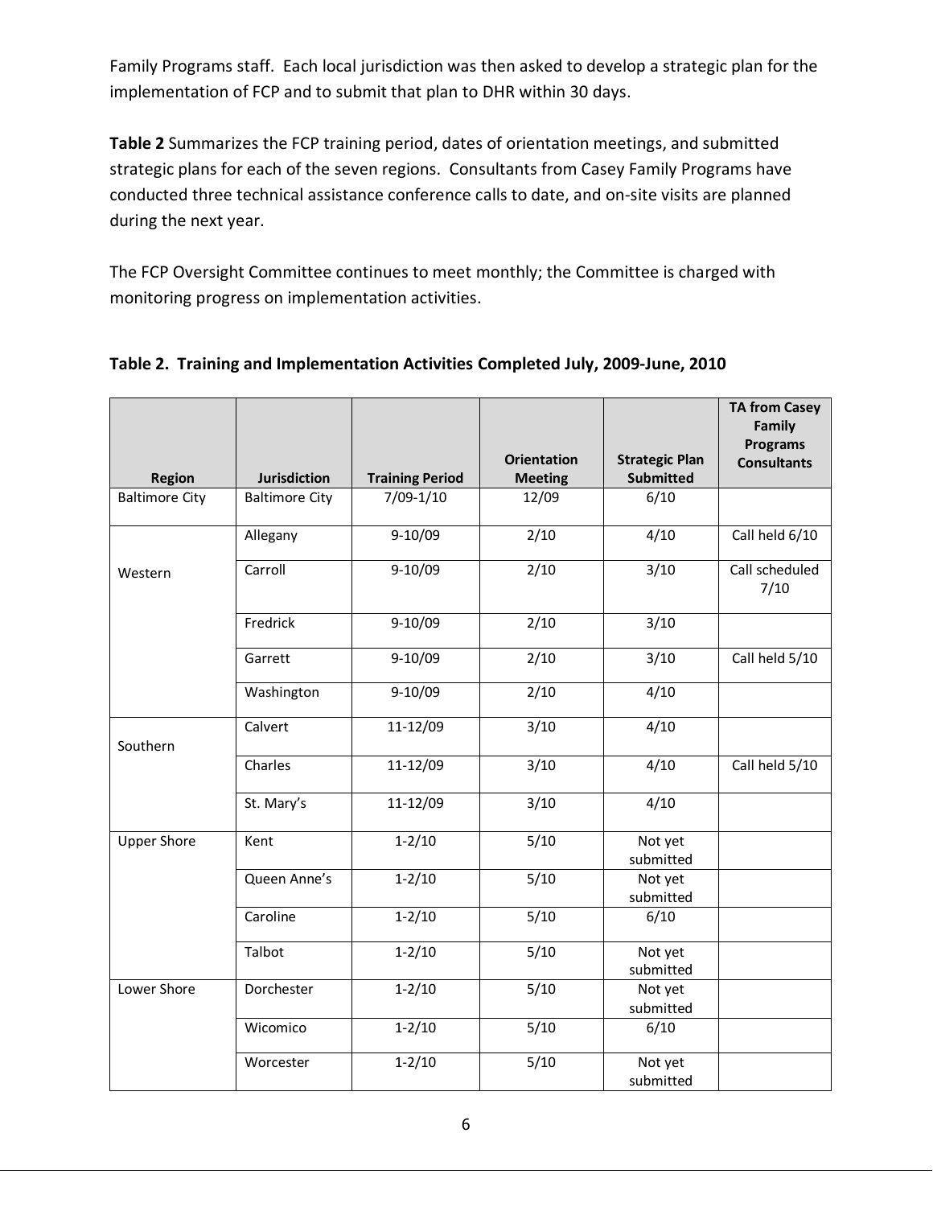Family Programs staff. Each local jurisdiction was then asked to develop a strategic plan for the implementation of FCP and to submit that plan to DHR within 30 days.

**Table 2** Summarizes the FCP training period, dates of orientation meetings, and submitted strategic plans for each of the seven regions. Consultants from Casey Family Programs have conducted three technical assistance conference calls to date, and on-site visits are planned during the next year.

The FCP Oversight Committee continues to meet monthly; the Committee is charged with monitoring progress on implementation activities.

**Table 2. Training and Implementation Activities Completed July, 2009-June, 2010**

| Region | Jurisdiction | Training Period | Orientation Meeting | Strategic Plan Submitted | TA from Casey Family Programs Consultants |
|---|---|---|---|---|---|
| Baltimore City | Baltimore City | 7/09-1/10 | 12/09 | 6/10 | |
| Western | Allegany | 9-10/09 | 2/10 | 4/10 | Call held 6/10 |
| | Carroll | 9-10/09 | 2/10 | 3/10 | Call scheduled 7/10 |
| | Fredrick | 9-10/09 | 2/10 | 3/10 | |
| | Garrett | 9-10/09 | 2/10 | 3/10 | Call held 5/10 |
| | Washington | 9-10/09 | 2/10 | 4/10 | |
| Southern | Calvert | 11-12/09 | 3/10 | 4/10 | |
| | Charles | 11-12/09 | 3/10 | 4/10 | Call held 5/10 |
| | St. Mary's | 11-12/09 | 3/10 | 4/10 | |
| Upper Shore | Kent | 1-2/10 | 5/10 | Not yet submitted | |
| | Queen Anne's | 1-2/10 | 5/10 | Not yet submitted | |
| | Caroline | 1-2/10 | 5/10 | 6/10 | |
| | Talbot | 1-2/10 | 5/10 | Not yet submitted | |
| Lower Shore | Dorchester | 1-2/10 | 5/10 | Not yet submitted | |
| | Wicomico | 1-2/10 | 5/10 | 6/10 | |
| | Worcester | 1-2/10 | 5/10 | Not yet submitted | |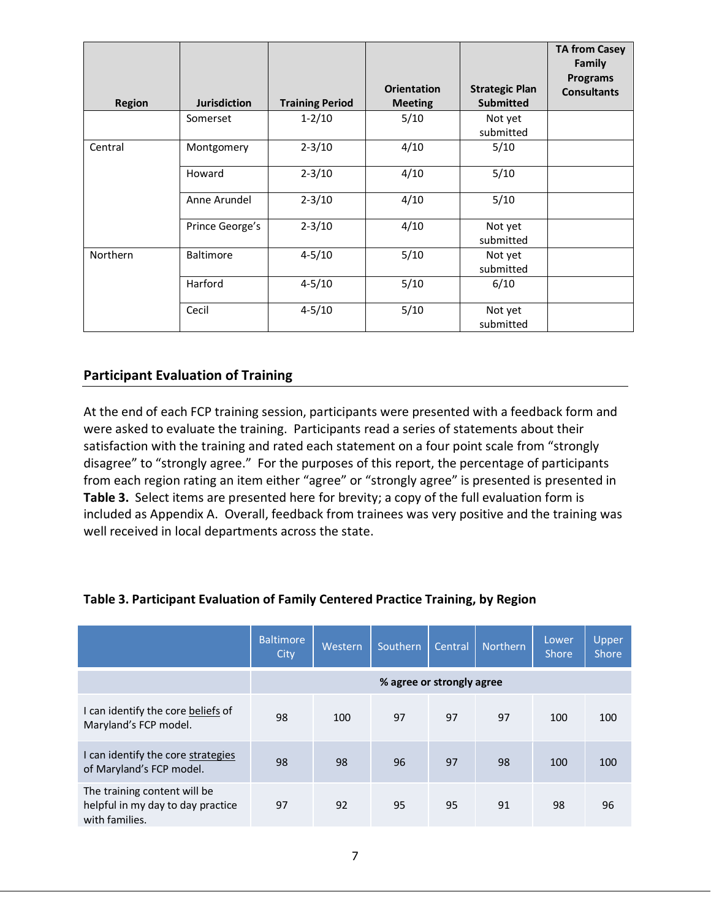| Region | Jurisdiction | Training Period | Orientation Meeting | Strategic Plan Submitted | TA from Casey Family Programs Consultants |
|---|---|---|---|---|---|
| | Somerset | 1-2/10 | 5/10 | Not yet submitted | |
| Central | Montgomery | 2-3/10 | 4/10 | 5/10 | |
| | Howard | 2-3/10 | 4/10 | 5/10 | |
| | Anne Arundel | 2-3/10 | 4/10 | 5/10 | |
| | Prince George's | 2-3/10 | 4/10 | Not yet submitted | |
| Northern | Baltimore | 4-5/10 | 5/10 | Not yet submitted | |
| | Harford | 4-5/10 | 5/10 | 6/10 | |
| | Cecil | 4-5/10 | 5/10 | Not yet submitted | |

## Participant Evaluation of Training

At the end of each FCP training session, participants were presented with a feedback form and were asked to evaluate the training. Participants read a series of statements about their satisfaction with the training and rated each statement on a four point scale from "strongly disagree" to "strongly agree." For the purposes of this report, the percentage of participants from each region rating an item either "agree" or "strongly agree" is presented is presented in **Table 3.** Select items are presented here for brevity; a copy of the full evaluation form is included as Appendix A. Overall, feedback from trainees was very positive and the training was well received in local departments across the state.

**Table 3. Participant Evaluation of Family Centered Practice Training, by Region**

| | Baltimore City | Western | Southern | Central | Northern | Lower Shore | Upper Shore |
|---|---|---|---|---|---|---|---|
| | **% agree or strongly agree** | | | | | | |
| I can identify the core beliefs of Maryland's FCP model. | 98 | 100 | 97 | 97 | 97 | 100 | 100 |
| I can identify the core strategies of Maryland's FCP model. | 98 | 98 | 96 | 97 | 98 | 100 | 100 |
| The training content will be helpful in my day to day practice with families. | 97 | 92 | 95 | 95 | 91 | 98 | 96 |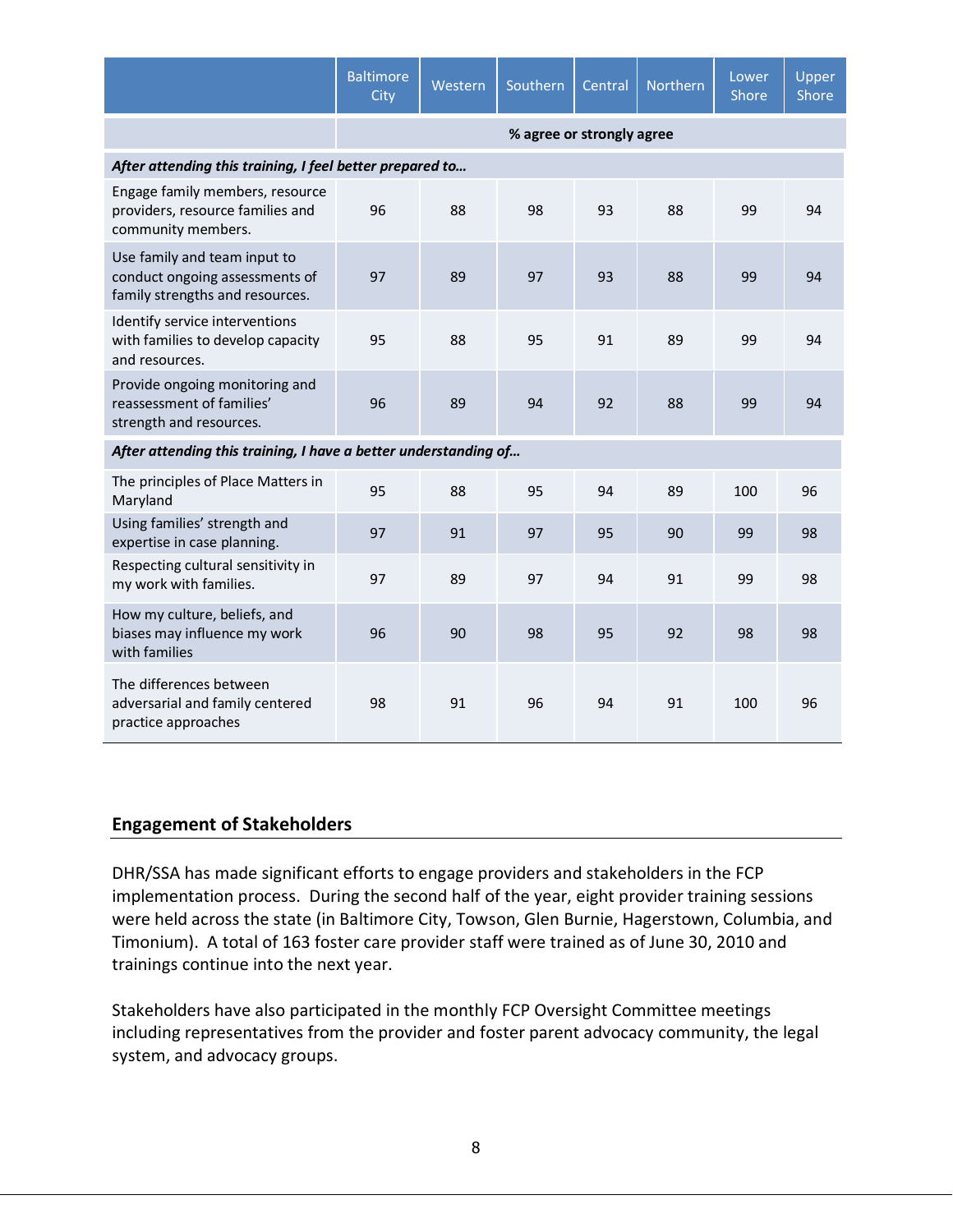| | Baltimore City | Western | Southern | Central | Northern | Lower Shore | Upper Shore |
|---|---|---|---|---|---|---|---|
| | % agree or strongly agree | | | | | | |
| ***After attending this training, I feel better prepared to…*** | | | | | | | |
| Engage family members, resource providers, resource families and community members. | 96 | 88 | 98 | 93 | 88 | 99 | 94 |
| Use family and team input to conduct ongoing assessments of family strengths and resources. | 97 | 89 | 97 | 93 | 88 | 99 | 94 |
| Identify service interventions with families to develop capacity and resources. | 95 | 88 | 95 | 91 | 89 | 99 | 94 |
| Provide ongoing monitoring and reassessment of families' strength and resources. | 96 | 89 | 94 | 92 | 88 | 99 | 94 |
| ***After attending this training, I have a better understanding of…*** | | | | | | | |
| The principles of Place Matters in Maryland | 95 | 88 | 95 | 94 | 89 | 100 | 96 |
| Using families' strength and expertise in case planning. | 97 | 91 | 97 | 95 | 90 | 99 | 98 |
| Respecting cultural sensitivity in my work with families. | 97 | 89 | 97 | 94 | 91 | 99 | 98 |
| How my culture, beliefs, and biases may influence my work with families | 96 | 90 | 98 | 95 | 92 | 98 | 98 |
| The differences between adversarial and family centered practice approaches | 98 | 91 | 96 | 94 | 91 | 100 | 96 |

## Engagement of Stakeholders

DHR/SSA has made significant efforts to engage providers and stakeholders in the FCP implementation process. During the second half of the year, eight provider training sessions were held across the state (in Baltimore City, Towson, Glen Burnie, Hagerstown, Columbia, and Timonium). A total of 163 foster care provider staff were trained as of June 30, 2010 and trainings continue into the next year.

Stakeholders have also participated in the monthly FCP Oversight Committee meetings including representatives from the provider and foster parent advocacy community, the legal system, and advocacy groups.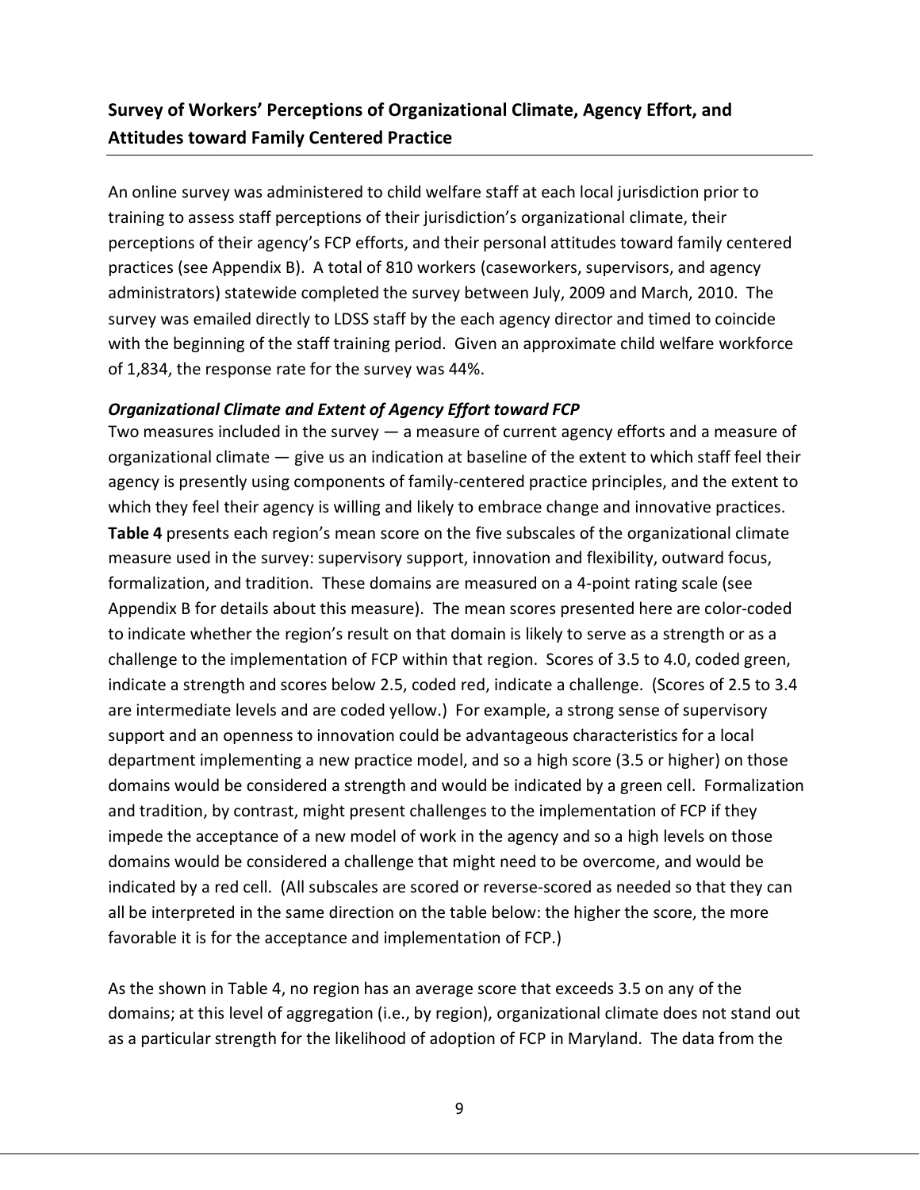## Survey of Workers' Perceptions of Organizational Climate, Agency Effort, and Attitudes toward Family Centered Practice

An online survey was administered to child welfare staff at each local jurisdiction prior to training to assess staff perceptions of their jurisdiction's organizational climate, their perceptions of their agency's FCP efforts, and their personal attitudes toward family centered practices (see Appendix B). A total of 810 workers (caseworkers, supervisors, and agency administrators) statewide completed the survey between July, 2009 and March, 2010. The survey was emailed directly to LDSS staff by the each agency director and timed to coincide with the beginning of the staff training period. Given an approximate child welfare workforce of 1,834, the response rate for the survey was 44%.

### *Organizational Climate and Extent of Agency Effort toward FCP*

Two measures included in the survey — a measure of current agency efforts and a measure of organizational climate — give us an indication at baseline of the extent to which staff feel their agency is presently using components of family-centered practice principles, and the extent to which they feel their agency is willing and likely to embrace change and innovative practices. **Table 4** presents each region's mean score on the five subscales of the organizational climate measure used in the survey: supervisory support, innovation and flexibility, outward focus, formalization, and tradition. These domains are measured on a 4-point rating scale (see Appendix B for details about this measure). The mean scores presented here are color-coded to indicate whether the region's result on that domain is likely to serve as a strength or as a challenge to the implementation of FCP within that region. Scores of 3.5 to 4.0, coded green, indicate a strength and scores below 2.5, coded red, indicate a challenge. (Scores of 2.5 to 3.4 are intermediate levels and are coded yellow.) For example, a strong sense of supervisory support and an openness to innovation could be advantageous characteristics for a local department implementing a new practice model, and so a high score (3.5 or higher) on those domains would be considered a strength and would be indicated by a green cell. Formalization and tradition, by contrast, might present challenges to the implementation of FCP if they impede the acceptance of a new model of work in the agency and so a high levels on those domains would be considered a challenge that might need to be overcome, and would be indicated by a red cell. (All subscales are scored or reverse-scored as needed so that they can all be interpreted in the same direction on the table below: the higher the score, the more favorable it is for the acceptance and implementation of FCP.)

As the shown in Table 4, no region has an average score that exceeds 3.5 on any of the domains; at this level of aggregation (i.e., by region), organizational climate does not stand out as a particular strength for the likelihood of adoption of FCP in Maryland. The data from the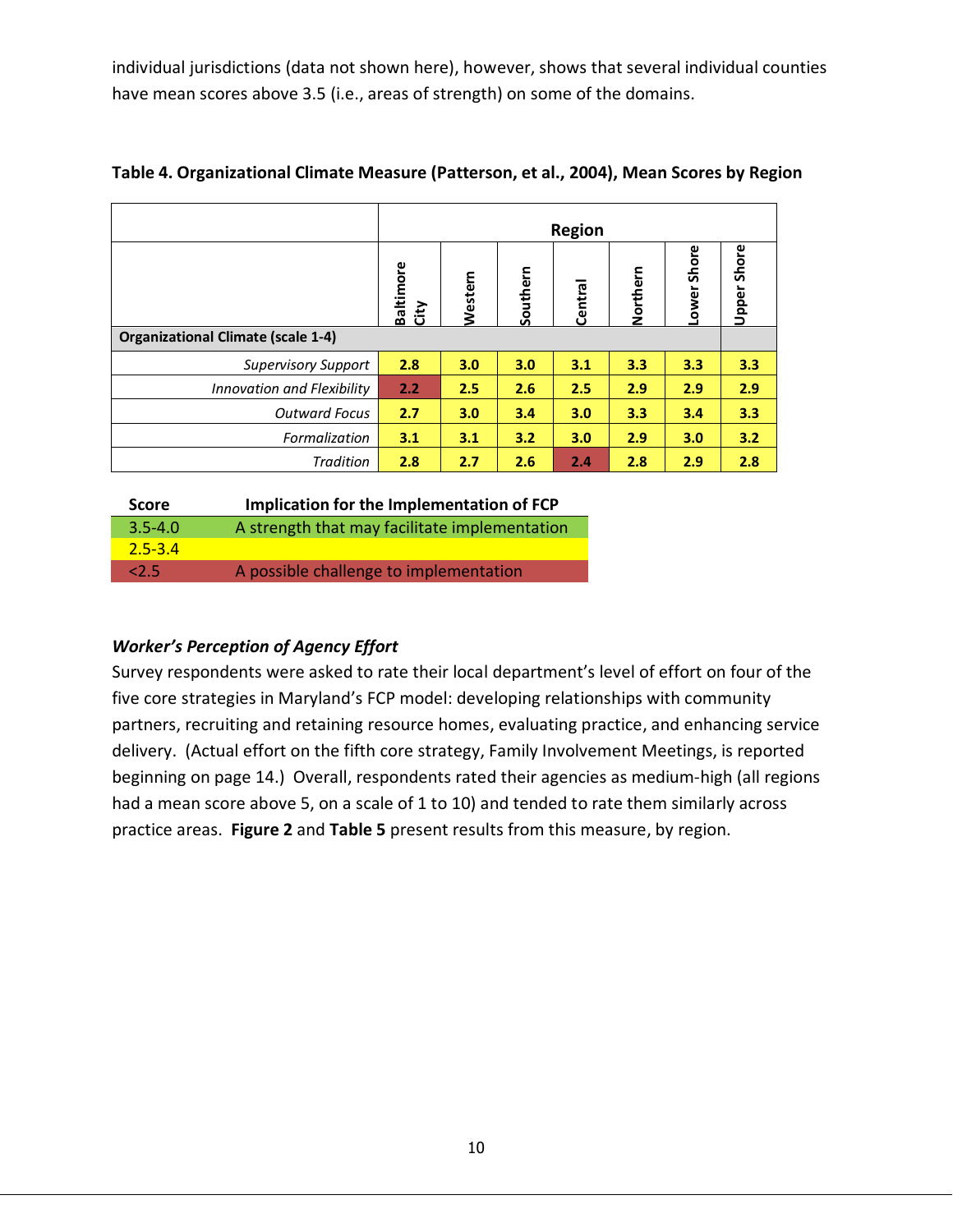individual jurisdictions (data not shown here), however, shows that several individual counties have mean scores above 3.5 (i.e., areas of strength) on some of the domains.

**Table 4. Organizational Climate Measure (Patterson, et al., 2004), Mean Scores by Region**

| | Region | | | | | | |
|---|---|---|---|---|---|---|---|
| | Baltimore City | Western | Southern | Central | Northern | Lower Shore | Upper Shore |
| **Organizational Climate (scale 1-4)** | | | | | | | |
| *Supervisory Support* | **2.8** | **3.0** | **3.0** | **3.1** | **3.3** | **3.3** | **3.3** |
| *Innovation and Flexibility* | **2.2** | **2.5** | **2.6** | **2.5** | **2.9** | **2.9** | **2.9** |
| *Outward Focus* | **2.7** | **3.0** | **3.4** | **3.0** | **3.3** | **3.4** | **3.3** |
| *Formalization* | **3.1** | **3.1** | **3.2** | **3.0** | **2.9** | **3.0** | **3.2** |
| *Tradition* | **2.8** | **2.7** | **2.6** | **2.4** | **2.8** | **2.9** | **2.8** |

| Score | Implication for the Implementation of FCP |
|---|---|
| 3.5-4.0 | A strength that may facilitate implementation |
| 2.5-3.4 | |
| <2.5 | A possible challenge to implementation |

***Worker's Perception of Agency Effort***

Survey respondents were asked to rate their local department's level of effort on four of the five core strategies in Maryland's FCP model: developing relationships with community partners, recruiting and retaining resource homes, evaluating practice, and enhancing service delivery. (Actual effort on the fifth core strategy, Family Involvement Meetings, is reported beginning on page 14.) Overall, respondents rated their agencies as medium-high (all regions had a mean score above 5, on a scale of 1 to 10) and tended to rate them similarly across practice areas. **Figure 2** and **Table 5** present results from this measure, by region.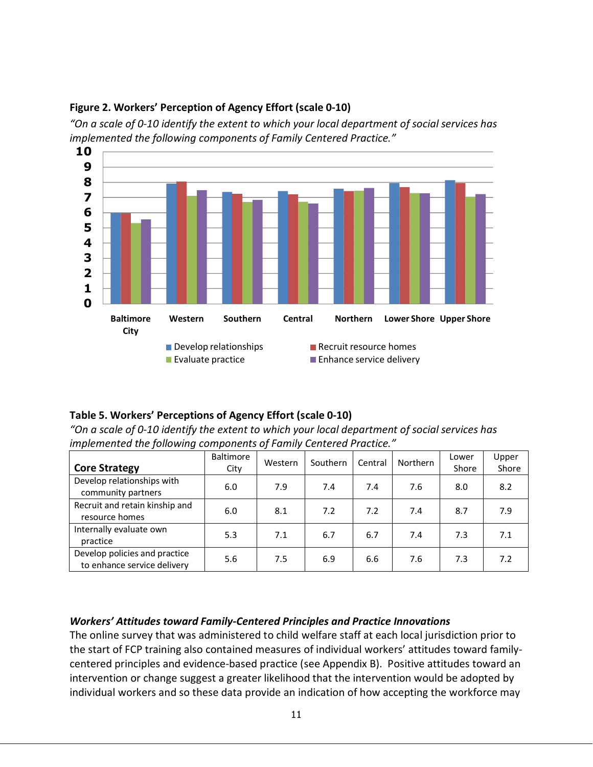**Figure 2. Workers' Perception of Agency Effort (scale 0-10)**

*"On a scale of 0-10 identify the extent to which your local department of social services has implemented the following components of Family Centered Practice."*

**Table 5. Workers' Perceptions of Agency Effort (scale 0-10)**

*"On a scale of 0-10 identify the extent to which your local department of social services has implemented the following components of Family Centered Practice."*

| Core Strategy | Baltimore City | Western | Southern | Central | Northern | Lower Shore | Upper Shore |
|---|---|---|---|---|---|---|---|
| Develop relationships with community partners | 6.0 | 7.9 | 7.4 | 7.4 | 7.6 | 8.0 | 8.2 |
| Recruit and retain kinship and resource homes | 6.0 | 8.1 | 7.2 | 7.2 | 7.4 | 8.7 | 7.9 |
| Internally evaluate own practice | 5.3 | 7.1 | 6.7 | 6.7 | 7.4 | 7.3 | 7.1 |
| Develop policies and practice to enhance service delivery | 5.6 | 7.5 | 6.9 | 6.6 | 7.6 | 7.3 | 7.2 |

### *Workers' Attitudes toward Family-Centered Principles and Practice Innovations*

The online survey that was administered to child welfare staff at each local jurisdiction prior to the start of FCP training also contained measures of individual workers' attitudes toward family-centered principles and evidence-based practice (see Appendix B). Positive attitudes toward an intervention or change suggest a greater likelihood that the intervention would be adopted by individual workers and so these data provide an indication of how accepting the workforce may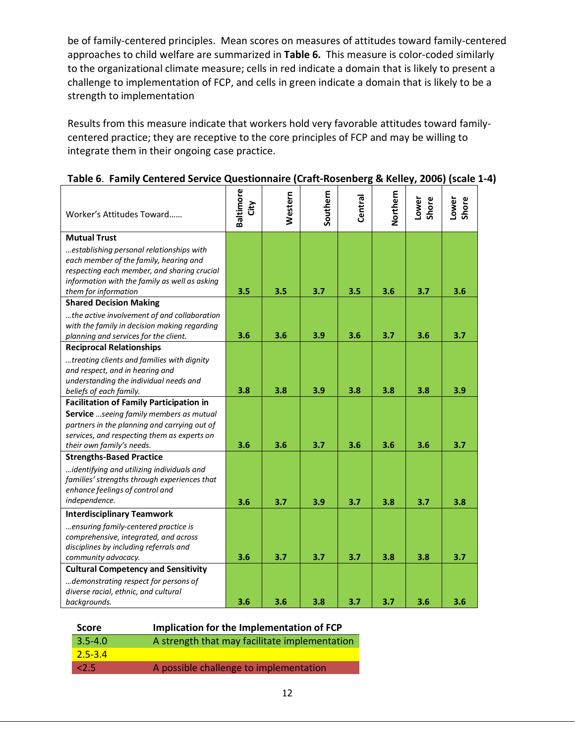be of family-centered principles. Mean scores on measures of attitudes toward family-centered approaches to child welfare are summarized in **Table 6.** This measure is color-coded similarly to the organizational climate measure; cells in red indicate a domain that is likely to present a challenge to implementation of FCP, and cells in green indicate a domain that is likely to be a strength to implementation

Results from this measure indicate that workers hold very favorable attitudes toward family-centered practice; they are receptive to the core principles of FCP and may be willing to integrate them in their ongoing case practice.

**Table 6. Family Centered Service Questionnaire (Craft-Rosenberg & Kelley, 2006) (scale 1-4)**

| Worker's Attitudes Toward…… | Baltimore City | Western | Southern | Central | Northern | Lower Shore | Lower Shore |
|---|---|---|---|---|---|---|---|
| **Mutual Trust** *…establishing personal relationships with each member of the family, hearing and respecting each member, and sharing crucial information with the family as well as asking them for information* | **3.5** | **3.5** | **3.7** | **3.5** | **3.6** | **3.7** | **3.6** |
| **Shared Decision Making** *…the active involvement of and collaboration with the family in decision making regarding planning and services for the client.* | **3.6** | **3.6** | **3.9** | **3.6** | **3.7** | **3.6** | **3.7** |
| **Reciprocal Relationships** *…treating clients and families with dignity and respect, and in hearing and understanding the individual needs and beliefs of each family.* | **3.8** | **3.8** | **3.9** | **3.8** | **3.8** | **3.8** | **3.9** |
| **Facilitation of Family Participation in Service** *…seeing family members as mutual partners in the planning and carrying out of services, and respecting them as experts on their own family's needs.* | **3.6** | **3.6** | **3.7** | **3.6** | **3.6** | **3.6** | **3.7** |
| **Strengths-Based Practice** *…identifying and utilizing individuals and families' strengths through experiences that enhance feelings of control and independence.* | **3.6** | **3.7** | **3.9** | **3.7** | **3.8** | **3.7** | **3.8** |
| **Interdisciplinary Teamwork** *…ensuring family-centered practice is comprehensive, integrated, and across disciplines by including referrals and community advocacy.* | **3.6** | **3.7** | **3.7** | **3.7** | **3.8** | **3.8** | **3.7** |
| **Cultural Competency and Sensitivity** *…demonstrating respect for persons of diverse racial, ethnic, and cultural backgrounds.* | **3.6** | **3.6** | **3.8** | **3.7** | **3.7** | **3.6** | **3.6** |

| Score | Implication for the Implementation of FCP |
|---|---|
| 3.5-4.0 | A strength that may facilitate implementation |
| 2.5-3.4 | |
| <2.5 | A possible challenge to implementation |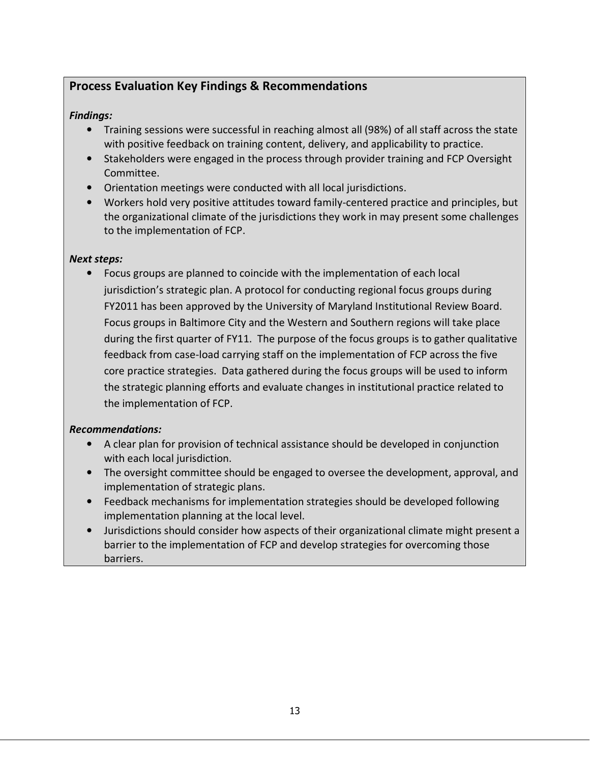### Process Evaluation Key Findings & Recommendations

***Findings:***

- Training sessions were successful in reaching almost all (98%) of all staff across the state with positive feedback on training content, delivery, and applicability to practice.
- Stakeholders were engaged in the process through provider training and FCP Oversight Committee.
- Orientation meetings were conducted with all local jurisdictions.
- Workers hold very positive attitudes toward family-centered practice and principles, but the organizational climate of the jurisdictions they work in may present some challenges to the implementation of FCP.

***Next steps:***

- Focus groups are planned to coincide with the implementation of each local jurisdiction's strategic plan. A protocol for conducting regional focus groups during FY2011 has been approved by the University of Maryland Institutional Review Board. Focus groups in Baltimore City and the Western and Southern regions will take place during the first quarter of FY11. The purpose of the focus groups is to gather qualitative feedback from case-load carrying staff on the implementation of FCP across the five core practice strategies. Data gathered during the focus groups will be used to inform the strategic planning efforts and evaluate changes in institutional practice related to the implementation of FCP.

***Recommendations:***

- A clear plan for provision of technical assistance should be developed in conjunction with each local jurisdiction.
- The oversight committee should be engaged to oversee the development, approval, and implementation of strategic plans.
- Feedback mechanisms for implementation strategies should be developed following implementation planning at the local level.
- Jurisdictions should consider how aspects of their organizational climate might present a barrier to the implementation of FCP and develop strategies for overcoming those barriers.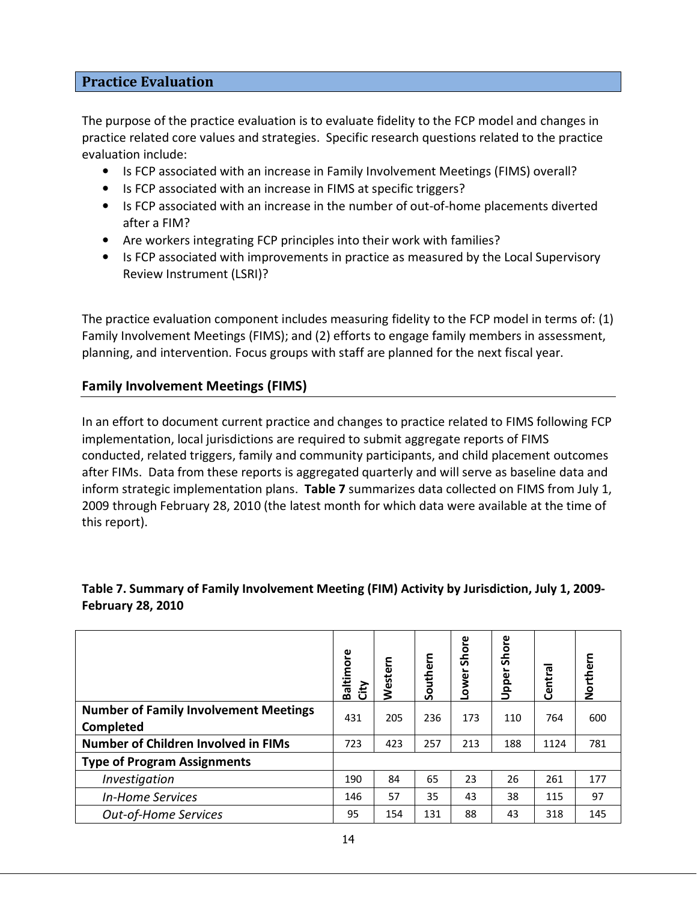## Practice Evaluation

The purpose of the practice evaluation is to evaluate fidelity to the FCP model and changes in practice related core values and strategies. Specific research questions related to the practice evaluation include:

- Is FCP associated with an increase in Family Involvement Meetings (FIMS) overall?
- Is FCP associated with an increase in FIMS at specific triggers?
- Is FCP associated with an increase in the number of out-of-home placements diverted after a FIM?
- Are workers integrating FCP principles into their work with families?
- Is FCP associated with improvements in practice as measured by the Local Supervisory Review Instrument (LSRI)?

The practice evaluation component includes measuring fidelity to the FCP model in terms of: (1) Family Involvement Meetings (FIMS); and (2) efforts to engage family members in assessment, planning, and intervention. Focus groups with staff are planned for the next fiscal year.

### Family Involvement Meetings (FIMS)

In an effort to document current practice and changes to practice related to FIMS following FCP implementation, local jurisdictions are required to submit aggregate reports of FIMS conducted, related triggers, family and community participants, and child placement outcomes after FIMs. Data from these reports is aggregated quarterly and will serve as baseline data and inform strategic implementation plans. **Table 7** summarizes data collected on FIMS from July 1, 2009 through February 28, 2010 (the latest month for which data were available at the time of this report).

**Table 7. Summary of Family Involvement Meeting (FIM) Activity by Jurisdiction, July 1, 2009-February 28, 2010**

| | Baltimore City | Western | Southern | Lower Shore | Upper Shore | Central | Northern |
|---|---|---|---|---|---|---|---|
| **Number of Family Involvement Meetings Completed** | 431 | 205 | 236 | 173 | 110 | 764 | 600 |
| **Number of Children Involved in FIMs** | 723 | 423 | 257 | 213 | 188 | 1124 | 781 |
| **Type of Program Assignments** | | | | | | | |
| *Investigation* | 190 | 84 | 65 | 23 | 26 | 261 | 177 |
| *In-Home Services* | 146 | 57 | 35 | 43 | 38 | 115 | 97 |
| *Out-of-Home Services* | 95 | 154 | 131 | 88 | 43 | 318 | 145 |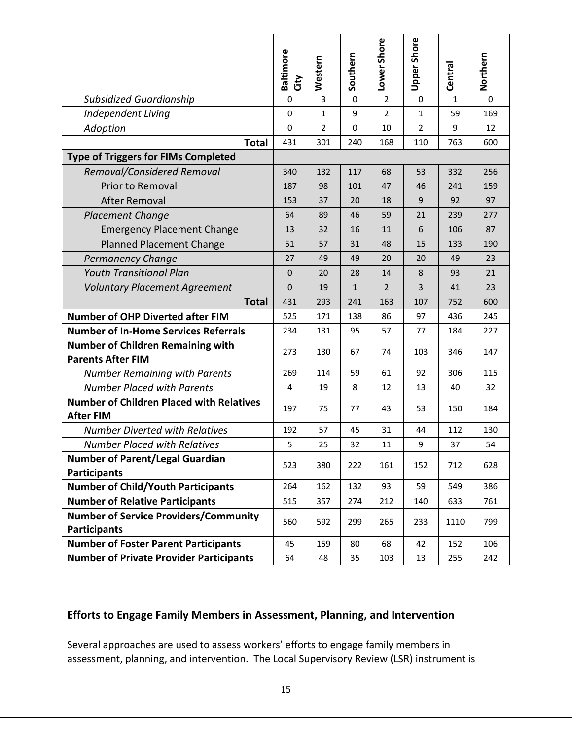| | Baltimore City | Western | Southern | Lower Shore | Upper Shore | Central | Northern |
|---|---|---|---|---|---|---|---|
| *Subsidized Guardianship* | 0 | 3 | 0 | 2 | 0 | 1 | 0 |
| *Independent Living* | 0 | 1 | 9 | 2 | 1 | 59 | 169 |
| *Adoption* | 0 | 2 | 0 | 10 | 2 | 9 | 12 |
| **Total** | 431 | 301 | 240 | 168 | 110 | 763 | 600 |
| **Type of Triggers for FIMs Completed** | | | | | | | |
| *Removal/Considered Removal* | 340 | 132 | 117 | 68 | 53 | 332 | 256 |
| Prior to Removal | 187 | 98 | 101 | 47 | 46 | 241 | 159 |
| After Removal | 153 | 37 | 20 | 18 | 9 | 92 | 97 |
| *Placement Change* | 64 | 89 | 46 | 59 | 21 | 239 | 277 |
| Emergency Placement Change | 13 | 32 | 16 | 11 | 6 | 106 | 87 |
| Planned Placement Change | 51 | 57 | 31 | 48 | 15 | 133 | 190 |
| *Permanency Change* | 27 | 49 | 49 | 20 | 20 | 49 | 23 |
| *Youth Transitional Plan* | 0 | 20 | 28 | 14 | 8 | 93 | 21 |
| *Voluntary Placement Agreement* | 0 | 19 | 1 | 2 | 3 | 41 | 23 |
| **Total** | 431 | 293 | 241 | 163 | 107 | 752 | 600 |
| **Number of OHP Diverted after FIM** | 525 | 171 | 138 | 86 | 97 | 436 | 245 |
| **Number of In-Home Services Referrals** | 234 | 131 | 95 | 57 | 77 | 184 | 227 |
| **Number of Children Remaining with Parents After FIM** | 273 | 130 | 67 | 74 | 103 | 346 | 147 |
| *Number Remaining with Parents* | 269 | 114 | 59 | 61 | 92 | 306 | 115 |
| *Number Placed with Parents* | 4 | 19 | 8 | 12 | 13 | 40 | 32 |
| **Number of Children Placed with Relatives After FIM** | 197 | 75 | 77 | 43 | 53 | 150 | 184 |
| *Number Diverted with Relatives* | 192 | 57 | 45 | 31 | 44 | 112 | 130 |
| *Number Placed with Relatives* | 5 | 25 | 32 | 11 | 9 | 37 | 54 |
| **Number of Parent/Legal Guardian Participants** | 523 | 380 | 222 | 161 | 152 | 712 | 628 |
| **Number of Child/Youth Participants** | 264 | 162 | 132 | 93 | 59 | 549 | 386 |
| **Number of Relative Participants** | 515 | 357 | 274 | 212 | 140 | 633 | 761 |
| **Number of Service Providers/Community Participants** | 560 | 592 | 299 | 265 | 233 | 1110 | 799 |
| **Number of Foster Parent Participants** | 45 | 159 | 80 | 68 | 42 | 152 | 106 |
| **Number of Private Provider Participants** | 64 | 48 | 35 | 103 | 13 | 255 | 242 |

## Efforts to Engage Family Members in Assessment, Planning, and Intervention

Several approaches are used to assess workers' efforts to engage family members in assessment, planning, and intervention. The Local Supervisory Review (LSR) instrument is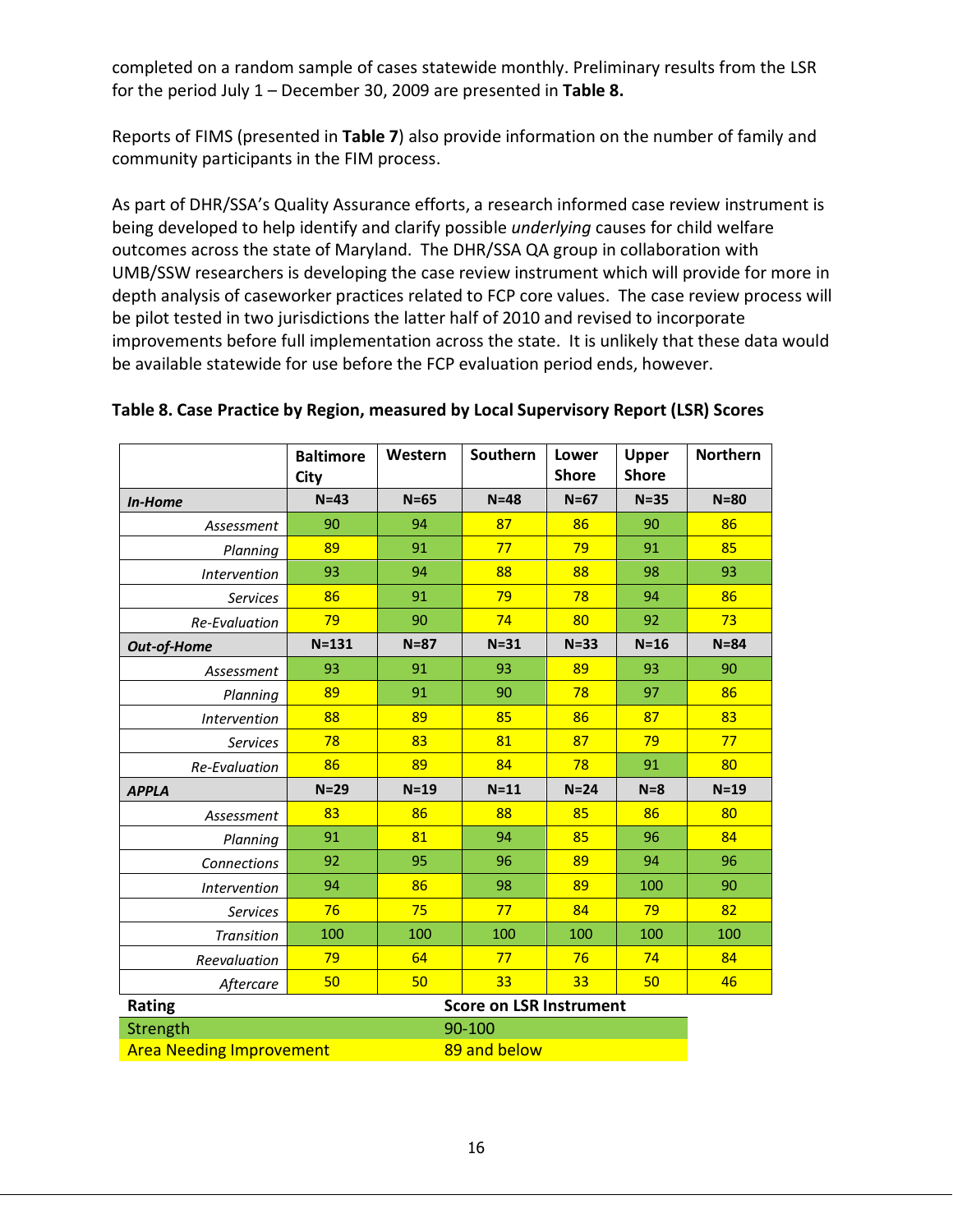completed on a random sample of cases statewide monthly. Preliminary results from the LSR for the period July 1 – December 30, 2009 are presented in **Table 8.**

Reports of FIMS (presented in **Table 7**) also provide information on the number of family and community participants in the FIM process.

As part of DHR/SSA's Quality Assurance efforts, a research informed case review instrument is being developed to help identify and clarify possible *underlying* causes for child welfare outcomes across the state of Maryland. The DHR/SSA QA group in collaboration with UMB/SSW researchers is developing the case review instrument which will provide for more in depth analysis of caseworker practices related to FCP core values. The case review process will be pilot tested in two jurisdictions the latter half of 2010 and revised to incorporate improvements before full implementation across the state. It is unlikely that these data would be available statewide for use before the FCP evaluation period ends, however.

**Table 8. Case Practice by Region, measured by Local Supervisory Report (LSR) Scores**

| | Baltimore City | Western | Southern | Lower Shore | Upper Shore | Northern |
|---|---|---|---|---|---|---|
| ***In-Home*** | N=43 | N=65 | N=48 | N=67 | N=35 | N=80 |
| *Assessment* | 90 | 94 | 87 | 86 | 90 | 86 |
| *Planning* | 89 | 91 | 77 | 79 | 91 | 85 |
| *Intervention* | 93 | 94 | 88 | 88 | 98 | 93 |
| *Services* | 86 | 91 | 79 | 78 | 94 | 86 |
| *Re-Evaluation* | 79 | 90 | 74 | 80 | 92 | 73 |
| ***Out-of-Home*** | N=131 | N=87 | N=31 | N=33 | N=16 | N=84 |
| *Assessment* | 93 | 91 | 93 | 89 | 93 | 90 |
| *Planning* | 89 | 91 | 90 | 78 | 97 | 86 |
| *Intervention* | 88 | 89 | 85 | 86 | 87 | 83 |
| *Services* | 78 | 83 | 81 | 87 | 79 | 77 |
| *Re-Evaluation* | 86 | 89 | 84 | 78 | 91 | 80 |
| ***APPLA*** | N=29 | N=19 | N=11 | N=24 | N=8 | N=19 |
| *Assessment* | 83 | 86 | 88 | 85 | 86 | 80 |
| *Planning* | 91 | 81 | 94 | 85 | 96 | 84 |
| *Connections* | 92 | 95 | 96 | 89 | 94 | 96 |
| *Intervention* | 94 | 86 | 98 | 89 | 100 | 90 |
| *Services* | 76 | 75 | 77 | 84 | 79 | 82 |
| *Transition* | 100 | 100 | 100 | 100 | 100 | 100 |
| *Reevaluation* | 79 | 64 | 77 | 76 | 74 | 84 |
| *Aftercare* | 50 | 50 | 33 | 33 | 50 | 46 |

| Rating | Score on LSR Instrument |
|---|---|
| Strength | 90-100 |
| Area Needing Improvement | 89 and below |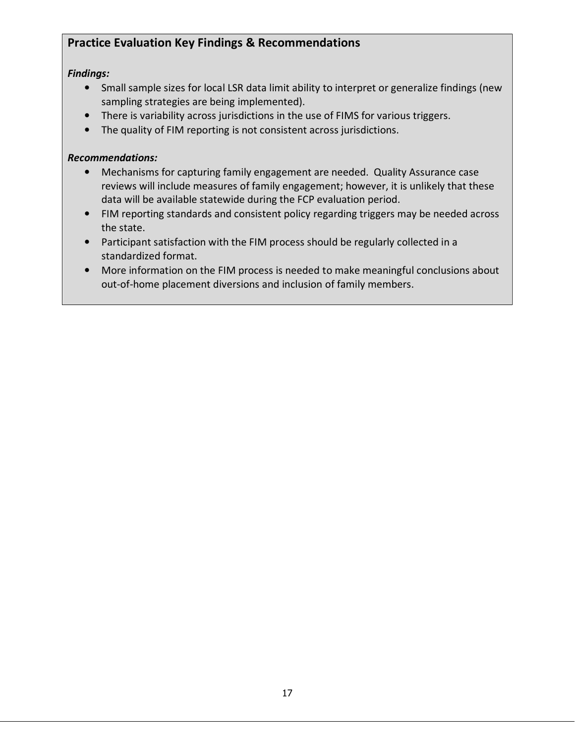### Practice Evaluation Key Findings & Recommendations

***Findings:***

- Small sample sizes for local LSR data limit ability to interpret or generalize findings (new sampling strategies are being implemented).
- There is variability across jurisdictions in the use of FIMS for various triggers.
- The quality of FIM reporting is not consistent across jurisdictions.

***Recommendations:***

- Mechanisms for capturing family engagement are needed. Quality Assurance case reviews will include measures of family engagement; however, it is unlikely that these data will be available statewide during the FCP evaluation period.
- FIM reporting standards and consistent policy regarding triggers may be needed across the state.
- Participant satisfaction with the FIM process should be regularly collected in a standardized format.
- More information on the FIM process is needed to make meaningful conclusions about out-of-home placement diversions and inclusion of family members.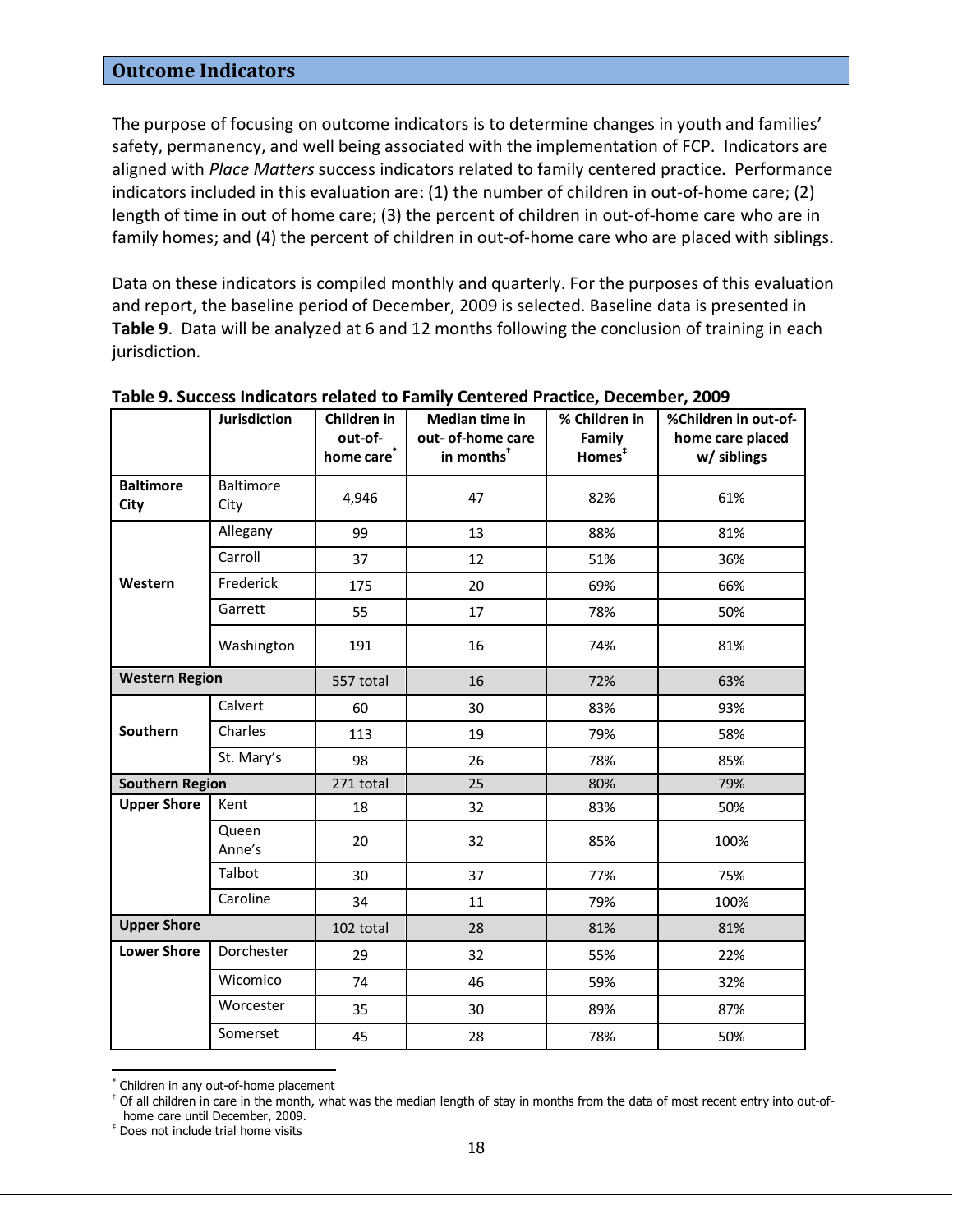## Outcome Indicators

The purpose of focusing on outcome indicators is to determine changes in youth and families' safety, permanency, and well being associated with the implementation of FCP. Indicators are aligned with *Place Matters* success indicators related to family centered practice. Performance indicators included in this evaluation are: (1) the number of children in out-of-home care; (2) length of time in out of home care; (3) the percent of children in out-of-home care who are in family homes; and (4) the percent of children in out-of-home care who are placed with siblings.

Data on these indicators is compiled monthly and quarterly. For the purposes of this evaluation and report, the baseline period of December, 2009 is selected. Baseline data is presented in **Table 9**. Data will be analyzed at 6 and 12 months following the conclusion of training in each jurisdiction.

**Table 9. Success Indicators related to Family Centered Practice, December, 2009**

| | Jurisdiction | Children in out-of-home care* | Median time in out- of-home care in months† | % Children in Family Homes‡ | %Children in out-of-home care placed w/ siblings |
|---|---|---|---|---|---|
| **Baltimore City** | Baltimore City | 4,946 | 47 | 82% | 61% |
| **Western** | Allegany | 99 | 13 | 88% | 81% |
| | Carroll | 37 | 12 | 51% | 36% |
| | Frederick | 175 | 20 | 69% | 66% |
| | Garrett | 55 | 17 | 78% | 50% |
| | Washington | 191 | 16 | 74% | 81% |
| **Western Region** | | 557 total | 16 | 72% | 63% |
| **Southern** | Calvert | 60 | 30 | 83% | 93% |
| | Charles | 113 | 19 | 79% | 58% |
| | St. Mary's | 98 | 26 | 78% | 85% |
| **Southern Region** | | 271 total | 25 | 80% | 79% |
| **Upper Shore** | Kent | 18 | 32 | 83% | 50% |
| | Queen Anne's | 20 | 32 | 85% | 100% |
| | Talbot | 30 | 37 | 77% | 75% |
| | Caroline | 34 | 11 | 79% | 100% |
| **Upper Shore** | | 102 total | 28 | 81% | 81% |
| **Lower Shore** | Dorchester | 29 | 32 | 55% | 22% |
| | Wicomico | 74 | 46 | 59% | 32% |
| | Worcester | 35 | 30 | 89% | 87% |
| | Somerset | 45 | 28 | 78% | 50% |

* Children in any out-of-home placement

† Of all children in care in the month, what was the median length of stay in months from the data of most recent entry into out-of-home care until December, 2009.

‡ Does not include trial home visits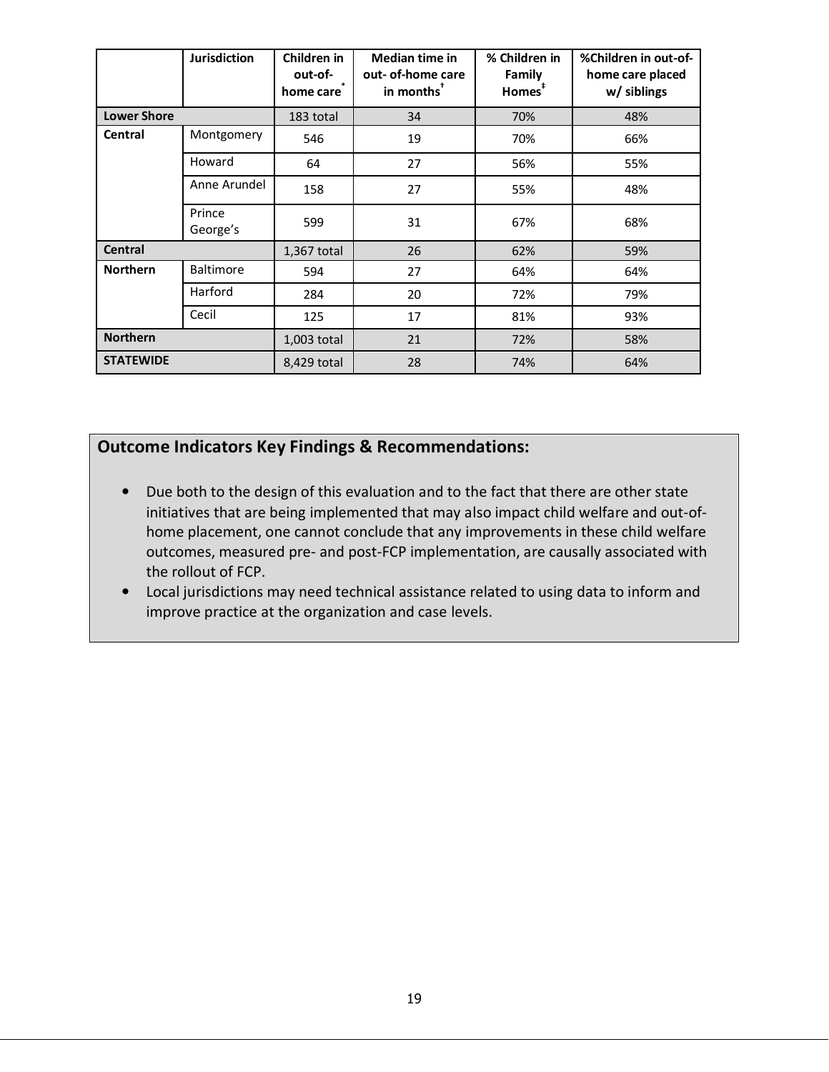| | Jurisdiction | Children in out-of-home care* | Median time in out- of-home care in months† | % Children in Family Homes‡ | %Children in out-of-home care placed w/ siblings |
|---|---|---|---|---|---|
| **Lower Shore** | | 183 total | 34 | 70% | 48% |
| **Central** | Montgomery | 546 | 19 | 70% | 66% |
| | Howard | 64 | 27 | 56% | 55% |
| | Anne Arundel | 158 | 27 | 55% | 48% |
| | Prince George's | 599 | 31 | 67% | 68% |
| **Central** | | 1,367 total | 26 | 62% | 59% |
| **Northern** | Baltimore | 594 | 27 | 64% | 64% |
| | Harford | 284 | 20 | 72% | 79% |
| | Cecil | 125 | 17 | 81% | 93% |
| **Northern** | | 1,003 total | 21 | 72% | 58% |
| **STATEWIDE** | | 8,429 total | 28 | 74% | 64% |

## Outcome Indicators Key Findings & Recommendations:

- Due both to the design of this evaluation and to the fact that there are other state initiatives that are being implemented that may also impact child welfare and out-of-home placement, one cannot conclude that any improvements in these child welfare outcomes, measured pre- and post-FCP implementation, are causally associated with the rollout of FCP.
- Local jurisdictions may need technical assistance related to using data to inform and improve practice at the organization and case levels.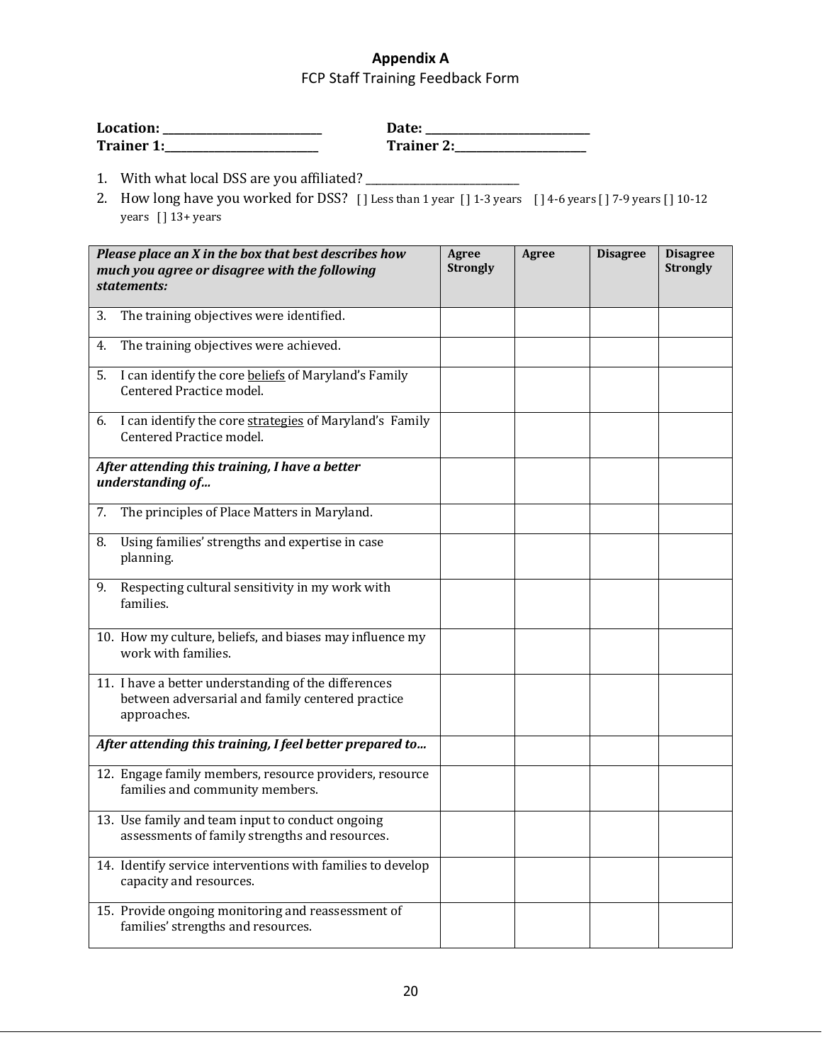**Appendix A**

FCP Staff Training Feedback Form

**Location: ____________________________** **Date: ____________________________**

**Trainer 1:____________________________** **Trainer 2:_______________________**

1. With what local DSS are you affiliated? ___________________________
2. How long have you worked for DSS? [ ] Less than 1 year [ ] 1-3 years [ ] 4-6 years [ ] 7-9 years [ ] 10-12 years [ ] 13+ years

| ***Please place an X in the box that best describes how much you agree or disagree with the following statements:*** | **Agree Strongly** | **Agree** | **Disagree** | **Disagree Strongly** |
|---|---|---|---|---|
| 3. The training objectives were identified. | | | | |
| 4. The training objectives were achieved. | | | | |
| 5. I can identify the core <u>beliefs</u> of Maryland's Family Centered Practice model. | | | | |
| 6. I can identify the core <u>strategies</u> of Maryland's Family Centered Practice model. | | | | |
| ***After attending this training, I have a better understanding of…*** | | | | |
| 7. The principles of Place Matters in Maryland. | | | | |
| 8. Using families' strengths and expertise in case planning. | | | | |
| 9. Respecting cultural sensitivity in my work with families. | | | | |
| 10. How my culture, beliefs, and biases may influence my work with families. | | | | |
| 11. I have a better understanding of the differences between adversarial and family centered practice approaches. | | | | |
| ***After attending this training, I feel better prepared to…*** | | | | |
| 12. Engage family members, resource providers, resource families and community members. | | | | |
| 13. Use family and team input to conduct ongoing assessments of family strengths and resources. | | | | |
| 14. Identify service interventions with families to develop capacity and resources. | | | | |
| 15. Provide ongoing monitoring and reassessment of families' strengths and resources. | | | | |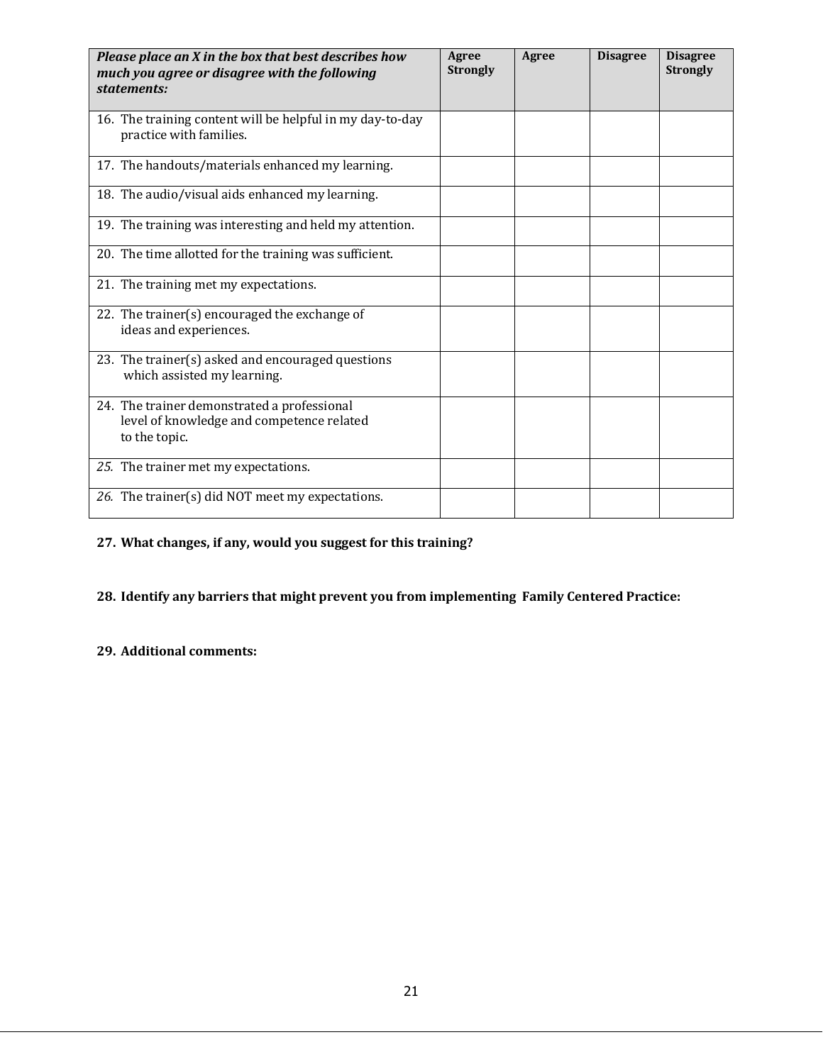| *Please place an X in the box that best describes how much you agree or disagree with the following statements:* | **Agree Strongly** | **Agree** | **Disagree** | **Disagree Strongly** |
|---|---|---|---|---|
| 16. The training content will be helpful in my day-to-day practice with families. | | | | |
| 17. The handouts/materials enhanced my learning. | | | | |
| 18. The audio/visual aids enhanced my learning. | | | | |
| 19. The training was interesting and held my attention. | | | | |
| 20. The time allotted for the training was sufficient. | | | | |
| 21. The training met my expectations. | | | | |
| 22. The trainer(s) encouraged the exchange of ideas and experiences. | | | | |
| 23. The trainer(s) asked and encouraged questions which assisted my learning. | | | | |
| 24. The trainer demonstrated a professional level of knowledge and competence related to the topic. | | | | |
| *25.* The trainer met my expectations. | | | | |
| *26.* The trainer(s) did NOT meet my expectations. | | | | |

**27. What changes, if any, would you suggest for this training?**

**28. Identify any barriers that might prevent you from implementing Family Centered Practice:**

**29. Additional comments:**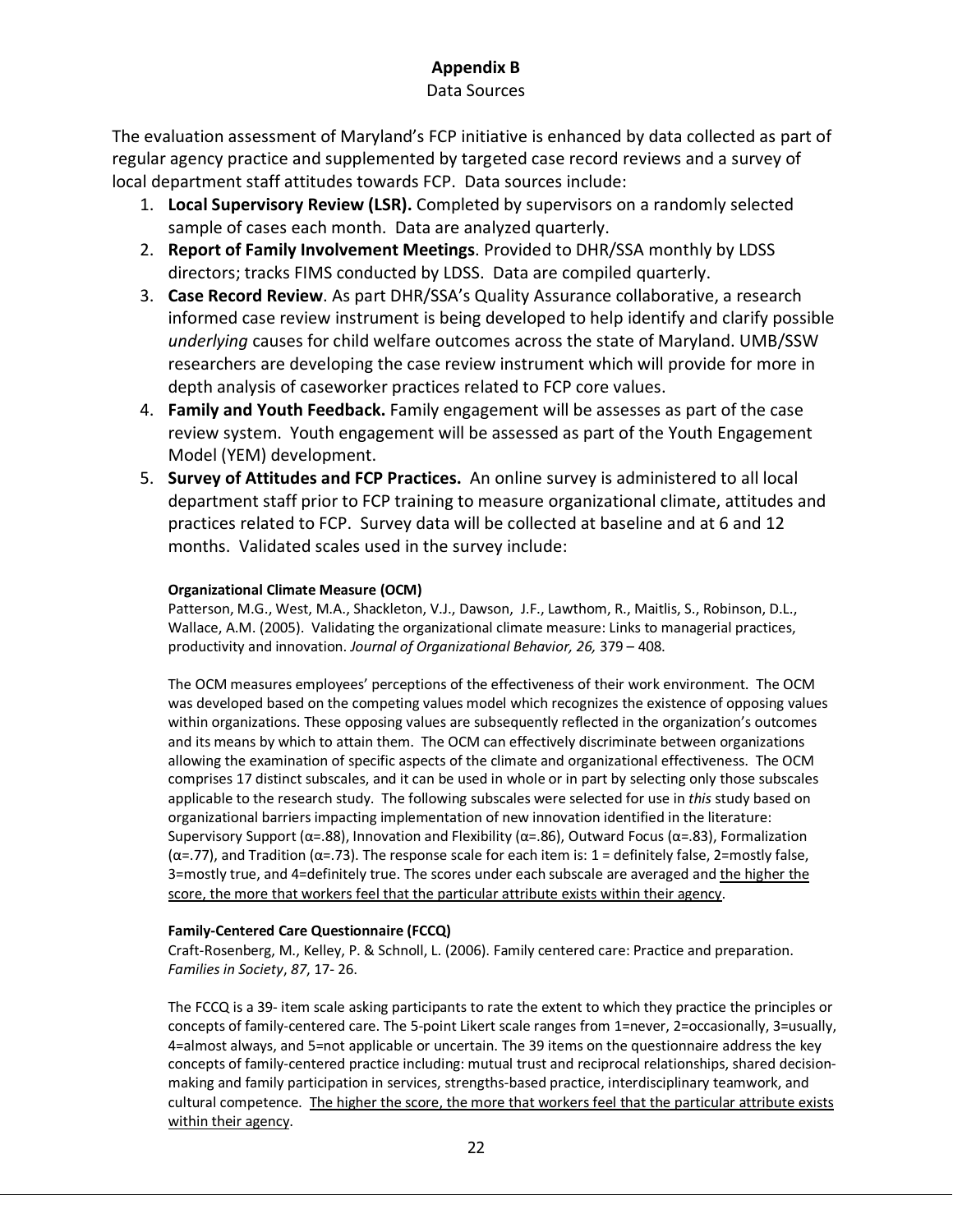## Appendix B

Data Sources

The evaluation assessment of Maryland's FCP initiative is enhanced by data collected as part of regular agency practice and supplemented by targeted case record reviews and a survey of local department staff attitudes towards FCP. Data sources include:

1. **Local Supervisory Review (LSR).** Completed by supervisors on a randomly selected sample of cases each month. Data are analyzed quarterly.
2. **Report of Family Involvement Meetings**. Provided to DHR/SSA monthly by LDSS directors; tracks FIMS conducted by LDSS. Data are compiled quarterly.
3. **Case Record Review**. As part DHR/SSA's Quality Assurance collaborative, a research informed case review instrument is being developed to help identify and clarify possible *underlying* causes for child welfare outcomes across the state of Maryland. UMB/SSW researchers are developing the case review instrument which will provide for more in depth analysis of caseworker practices related to FCP core values.
4. **Family and Youth Feedback.** Family engagement will be assesses as part of the case review system. Youth engagement will be assessed as part of the Youth Engagement Model (YEM) development.
5. **Survey of Attitudes and FCP Practices.** An online survey is administered to all local department staff prior to FCP training to measure organizational climate, attitudes and practices related to FCP. Survey data will be collected at baseline and at 6 and 12 months. Validated scales used in the survey include:

**Organizational Climate Measure (OCM)**

Patterson, M.G., West, M.A., Shackleton, V.J., Dawson, J.F., Lawthom, R., Maitlis, S., Robinson, D.L., Wallace, A.M. (2005). Validating the organizational climate measure: Links to managerial practices, productivity and innovation. *Journal of Organizational Behavior, 26,* 379 – 408.

The OCM measures employees' perceptions of the effectiveness of their work environment. The OCM was developed based on the competing values model which recognizes the existence of opposing values within organizations. These opposing values are subsequently reflected in the organization's outcomes and its means by which to attain them. The OCM can effectively discriminate between organizations allowing the examination of specific aspects of the climate and organizational effectiveness. The OCM comprises 17 distinct subscales, and it can be used in whole or in part by selecting only those subscales applicable to the research study. The following subscales were selected for use in *this* study based on organizational barriers impacting implementation of new innovation identified in the literature: Supervisory Support ($\alpha$=.88), Innovation and Flexibility ($\alpha$=.86), Outward Focus ($\alpha$=.83), Formalization ($\alpha$=.77), and Tradition ($\alpha$=.73). The response scale for each item is: 1 = definitely false, 2=mostly false, 3=mostly true, and 4=definitely true. The scores under each subscale are averaged and <u>the higher the score, the more that workers feel that the particular attribute exists within their agency</u>.

**Family-Centered Care Questionnaire (FCCQ)**

Craft-Rosenberg, M., Kelley, P. & Schnoll, L. (2006). Family centered care: Practice and preparation. *Families in Society*, *87*, 17- 26.

The FCCQ is a 39- item scale asking participants to rate the extent to which they practice the principles or concepts of family-centered care. The 5-point Likert scale ranges from 1=never, 2=occasionally, 3=usually, 4=almost always, and 5=not applicable or uncertain. The 39 items on the questionnaire address the key concepts of family-centered practice including: mutual trust and reciprocal relationships, shared decision-making and family participation in services, strengths-based practice, interdisciplinary teamwork, and cultural competence. <u>The higher the score, the more that workers feel that the particular attribute exists within their agency</u>.